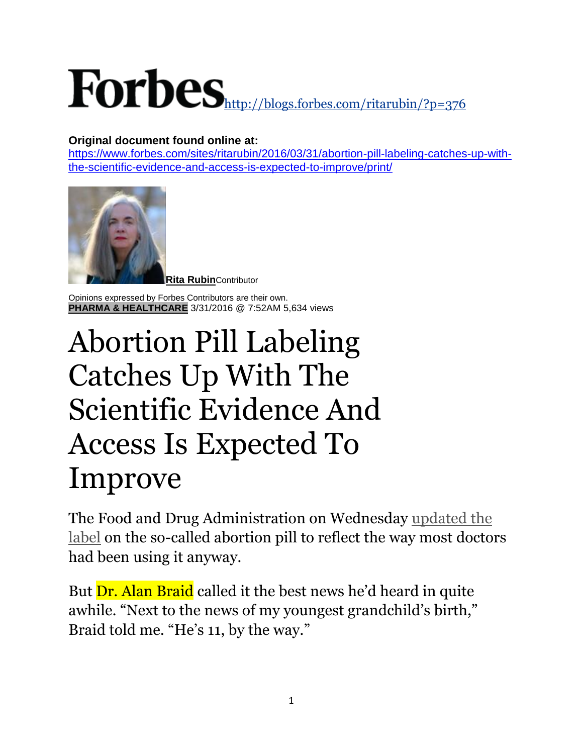Forbes http://blogs.forbes.com/ritarubin/?p=376

**Original document found online at:**
https://www.forbes.com/sites/ritarubin/2016/03/31/abortion-pill-labeling-catches-up-with-the-scientific-evidence-and-access-is-expected-to-improve/print/

**Rita Rubin** Contributor

Opinions expressed by Forbes Contributors are their own.
**PHARMA & HEALTHCARE** 3/31/2016 @ 7:52AM 5,634 views

# Abortion Pill Labeling Catches Up With The Scientific Evidence And Access Is Expected To Improve

The Food and Drug Administration on Wednesday updated the label on the so-called abortion pill to reflect the way most doctors had been using it anyway.

But Dr. Alan Braid called it the best news he'd heard in quite awhile. "Next to the news of my youngest grandchild's birth," Braid told me. "He's 11, by the way."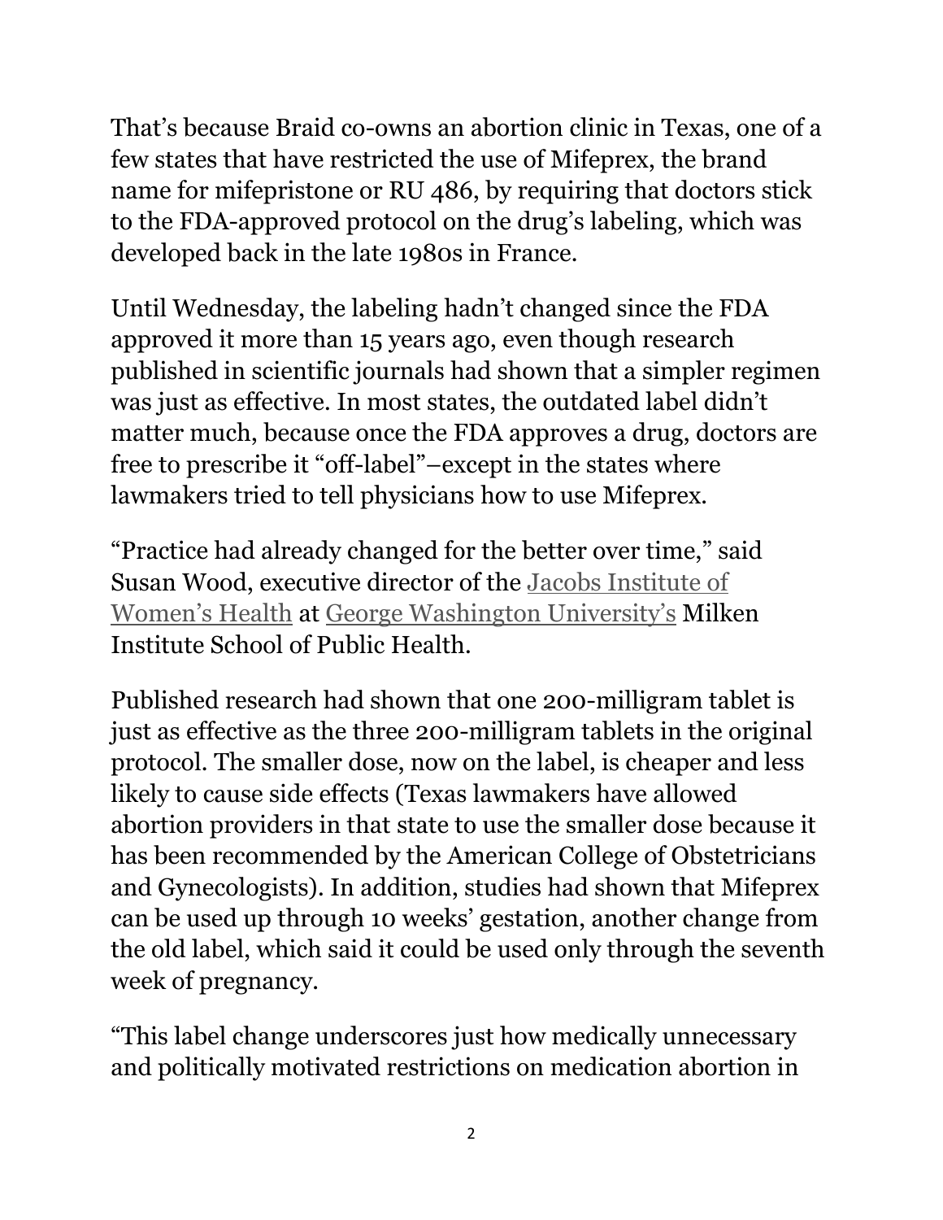That's because Braid co-owns an abortion clinic in Texas, one of a few states that have restricted the use of Mifeprex, the brand name for mifepristone or RU 486, by requiring that doctors stick to the FDA-approved protocol on the drug's labeling, which was developed back in the late 1980s in France.

Until Wednesday, the labeling hadn't changed since the FDA approved it more than 15 years ago, even though research published in scientific journals had shown that a simpler regimen was just as effective. In most states, the outdated label didn't matter much, because once the FDA approves a drug, doctors are free to prescribe it "off-label"–except in the states where lawmakers tried to tell physicians how to use Mifeprex.

"Practice had already changed for the better over time," said Susan Wood, executive director of the [Jacobs Institute of Women's Health] at [George Washington University's] Milken Institute School of Public Health.

Published research had shown that one 200-milligram tablet is just as effective as the three 200-milligram tablets in the original protocol. The smaller dose, now on the label, is cheaper and less likely to cause side effects (Texas lawmakers have allowed abortion providers in that state to use the smaller dose because it has been recommended by the American College of Obstetricians and Gynecologists). In addition, studies had shown that Mifeprex can be used up through 10 weeks' gestation, another change from the old label, which said it could be used only through the seventh week of pregnancy.

"This label change underscores just how medically unnecessary and politically motivated restrictions on medication abortion in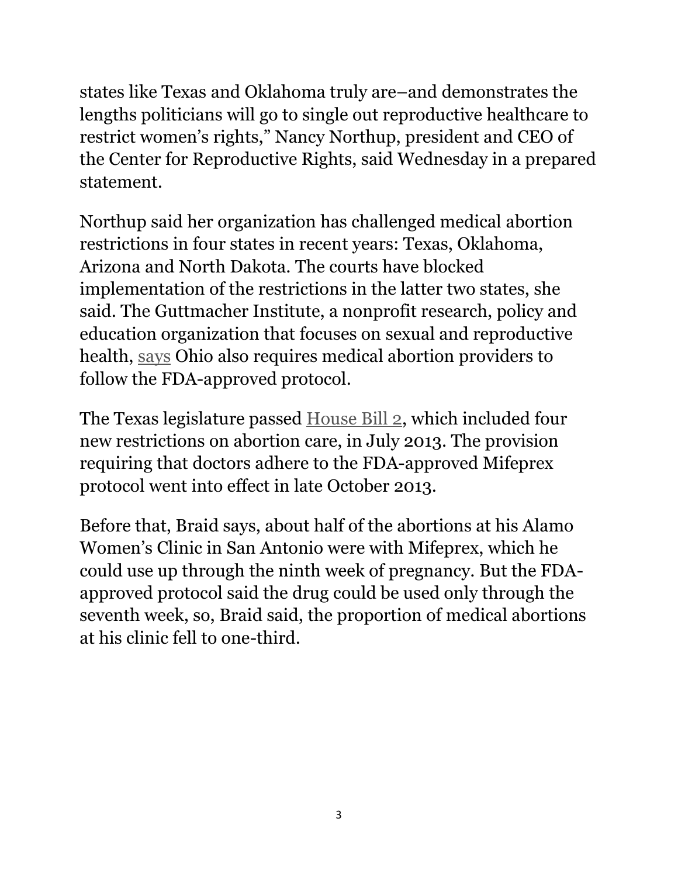states like Texas and Oklahoma truly are–and demonstrates the lengths politicians will go to single out reproductive healthcare to restrict women's rights," Nancy Northup, president and CEO of the Center for Reproductive Rights, said Wednesday in a prepared statement.

Northup said her organization has challenged medical abortion restrictions in four states in recent years: Texas, Oklahoma, Arizona and North Dakota. The courts have blocked implementation of the restrictions in the latter two states, she said. The Guttmacher Institute, a nonprofit research, policy and education organization that focuses on sexual and reproductive health, says Ohio also requires medical abortion providers to follow the FDA-approved protocol.

The Texas legislature passed House Bill 2, which included four new restrictions on abortion care, in July 2013. The provision requiring that doctors adhere to the FDA-approved Mifeprex protocol went into effect in late October 2013.

Before that, Braid says, about half of the abortions at his Alamo Women's Clinic in San Antonio were with Mifeprex, which he could use up through the ninth week of pregnancy. But the FDA-approved protocol said the drug could be used only through the seventh week, so, Braid said, the proportion of medical abortions at his clinic fell to one-third.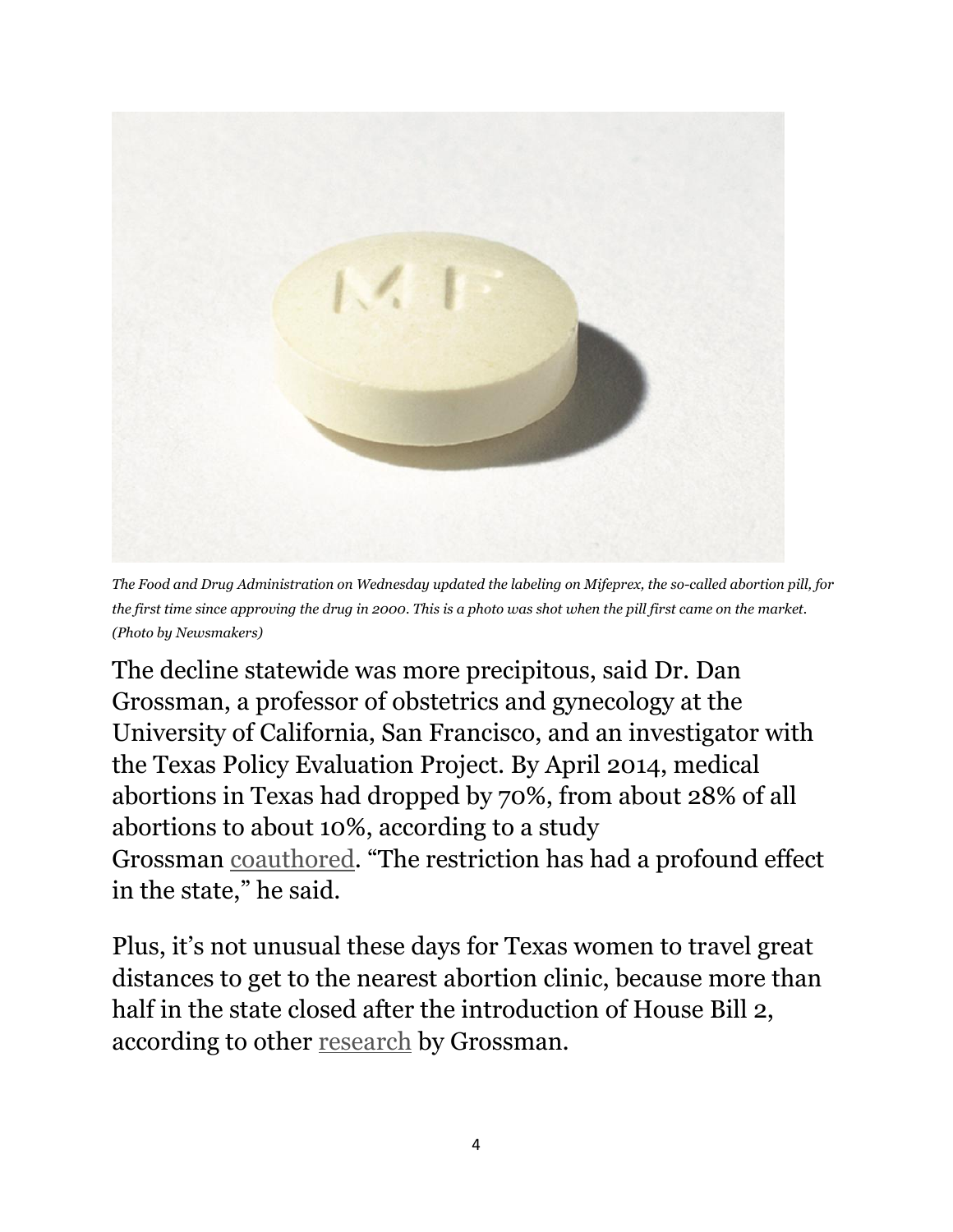*The Food and Drug Administration on Wednesday updated the labeling on Mifeprex, the so-called abortion pill, for the first time since approving the drug in 2000. This is a photo was shot when the pill first came on the market. (Photo by Newsmakers)*

The decline statewide was more precipitous, said Dr. Dan Grossman, a professor of obstetrics and gynecology at the University of California, San Francisco, and an investigator with the Texas Policy Evaluation Project. By April 2014, medical abortions in Texas had dropped by 70%, from about 28% of all abortions to about 10%, according to a study Grossman coauthored. "The restriction has had a profound effect in the state," he said.

Plus, it's not unusual these days for Texas women to travel great distances to get to the nearest abortion clinic, because more than half in the state closed after the introduction of House Bill 2, according to other research by Grossman.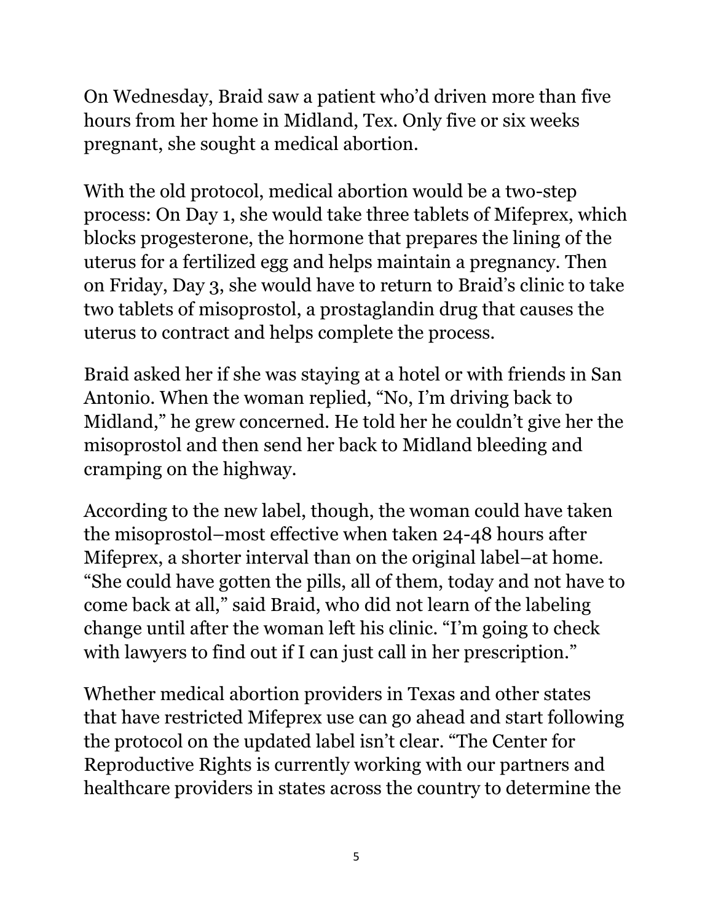On Wednesday, Braid saw a patient who'd driven more than five hours from her home in Midland, Tex. Only five or six weeks pregnant, she sought a medical abortion.

With the old protocol, medical abortion would be a two-step process: On Day 1, she would take three tablets of Mifeprex, which blocks progesterone, the hormone that prepares the lining of the uterus for a fertilized egg and helps maintain a pregnancy. Then on Friday, Day 3, she would have to return to Braid's clinic to take two tablets of misoprostol, a prostaglandin drug that causes the uterus to contract and helps complete the process.

Braid asked her if she was staying at a hotel or with friends in San Antonio. When the woman replied, "No, I'm driving back to Midland," he grew concerned. He told her he couldn't give her the misoprostol and then send her back to Midland bleeding and cramping on the highway.

According to the new label, though, the woman could have taken the misoprostol–most effective when taken 24-48 hours after Mifeprex, a shorter interval than on the original label–at home. "She could have gotten the pills, all of them, today and not have to come back at all," said Braid, who did not learn of the labeling change until after the woman left his clinic. "I'm going to check with lawyers to find out if I can just call in her prescription."

Whether medical abortion providers in Texas and other states that have restricted Mifeprex use can go ahead and start following the protocol on the updated label isn't clear. "The Center for Reproductive Rights is currently working with our partners and healthcare providers in states across the country to determine the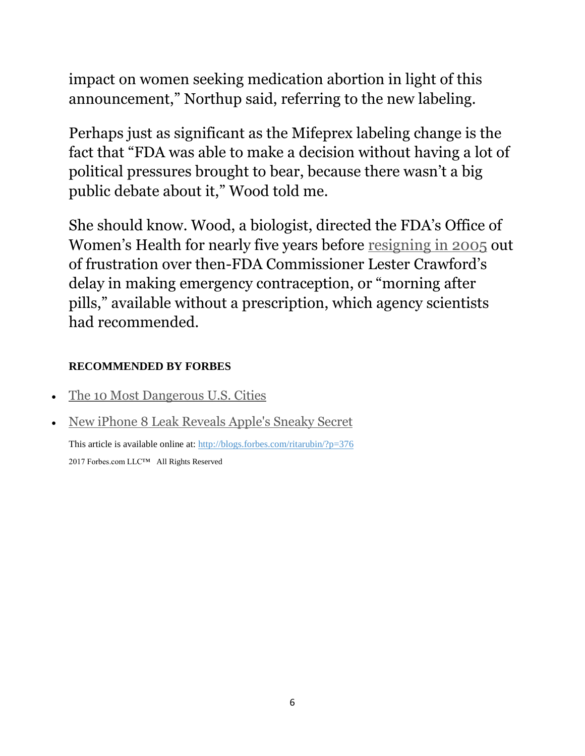impact on women seeking medication abortion in light of this announcement," Northup said, referring to the new labeling.

Perhaps just as significant as the Mifeprex labeling change is the fact that "FDA was able to make a decision without having a lot of political pressures brought to bear, because there wasn't a big public debate about it," Wood told me.

She should know. Wood, a biologist, directed the FDA's Office of Women's Health for nearly five years before resigning in 2005 out of frustration over then-FDA Commissioner Lester Crawford's delay in making emergency contraception, or "morning after pills," available without a prescription, which agency scientists had recommended.

**RECOMMENDED BY FORBES**

- The 10 Most Dangerous U.S. Cities
- New iPhone 8 Leak Reveals Apple's Sneaky Secret

This article is available online at: http://blogs.forbes.com/ritarubin/?p=376

2017 Forbes.com LLC™ All Rights Reserved